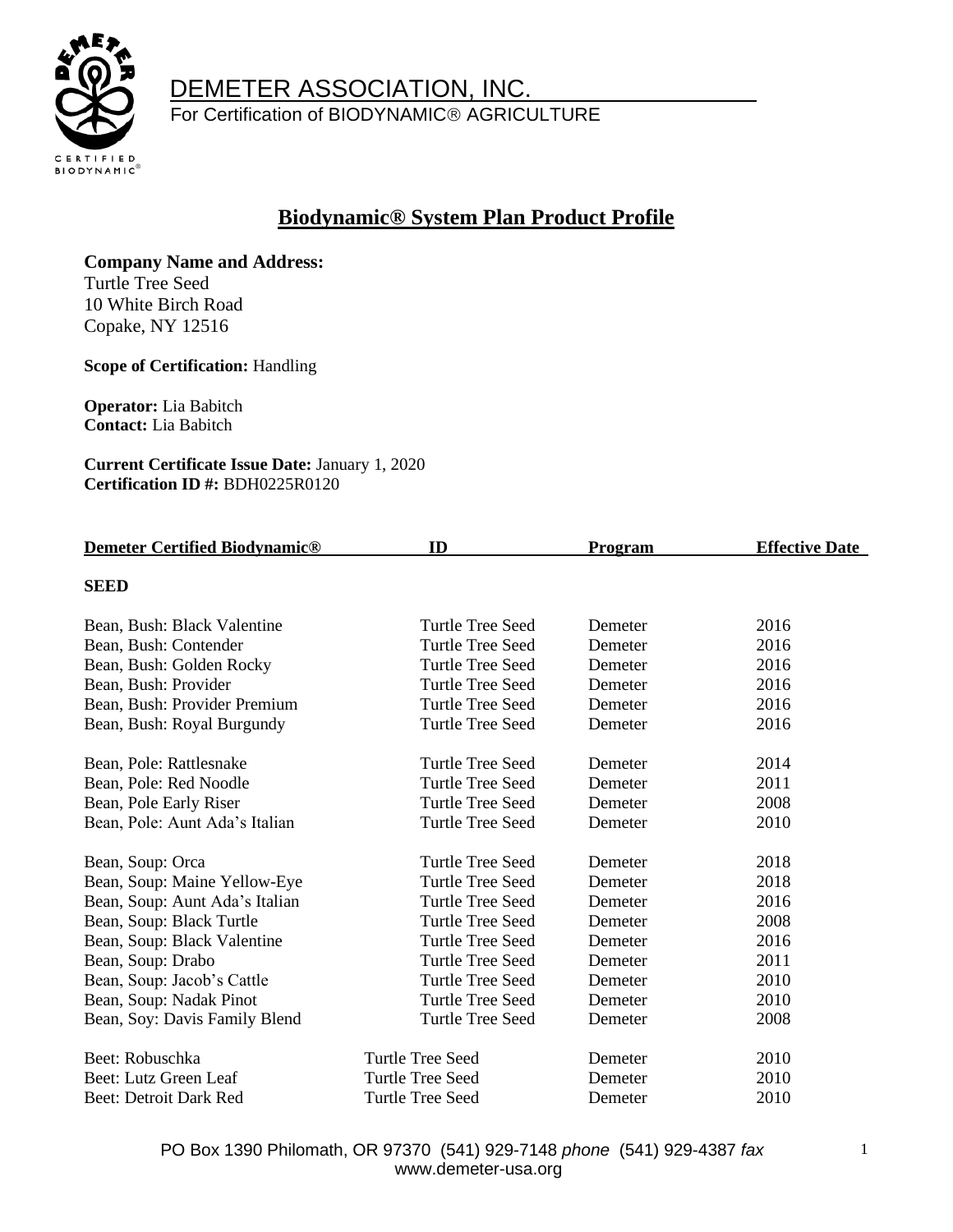DEMETER ASSOCIATION, INC.

For Certification of BIODYNAMIC® AGRICULTURE

## Biodynamic® System Plan Product Profile

**Company Name and Address:**
Turtle Tree Seed
10 White Birch Road
Copake, NY 12516

**Scope of Certification:** Handling

**Operator:** Lia Babitch
**Contact:** Lia Babitch

**Current Certificate Issue Date:** January 1, 2020
**Certification ID #:** BDH0225R0120

| Demeter Certified Biodynamic® | ID | Program | Effective Date |
|---|---|---|---|
| **SEED** | | | |
| Bean, Bush: Black Valentine | Turtle Tree Seed | Demeter | 2016 |
| Bean, Bush: Contender | Turtle Tree Seed | Demeter | 2016 |
| Bean, Bush: Golden Rocky | Turtle Tree Seed | Demeter | 2016 |
| Bean, Bush: Provider | Turtle Tree Seed | Demeter | 2016 |
| Bean, Bush: Provider Premium | Turtle Tree Seed | Demeter | 2016 |
| Bean, Bush: Royal Burgundy | Turtle Tree Seed | Demeter | 2016 |
| Bean, Pole: Rattlesnake | Turtle Tree Seed | Demeter | 2014 |
| Bean, Pole: Red Noodle | Turtle Tree Seed | Demeter | 2011 |
| Bean, Pole Early Riser | Turtle Tree Seed | Demeter | 2008 |
| Bean, Pole: Aunt Ada's Italian | Turtle Tree Seed | Demeter | 2010 |
| Bean, Soup: Orca | Turtle Tree Seed | Demeter | 2018 |
| Bean, Soup: Maine Yellow-Eye | Turtle Tree Seed | Demeter | 2018 |
| Bean, Soup: Aunt Ada's Italian | Turtle Tree Seed | Demeter | 2016 |
| Bean, Soup: Black Turtle | Turtle Tree Seed | Demeter | 2008 |
| Bean, Soup: Black Valentine | Turtle Tree Seed | Demeter | 2016 |
| Bean, Soup: Drabo | Turtle Tree Seed | Demeter | 2011 |
| Bean, Soup: Jacob's Cattle | Turtle Tree Seed | Demeter | 2010 |
| Bean, Soup: Nadak Pinot | Turtle Tree Seed | Demeter | 2010 |
| Bean, Soy: Davis Family Blend | Turtle Tree Seed | Demeter | 2008 |
| Beet: Robuschka | Turtle Tree Seed | Demeter | 2010 |
| Beet: Lutz Green Leaf | Turtle Tree Seed | Demeter | 2010 |
| Beet: Detroit Dark Red | Turtle Tree Seed | Demeter | 2010 |

PO Box 1390 Philomath, OR 97370 (541) 929-7148 *phone* (541) 929-4387 *fax*
www.demeter-usa.org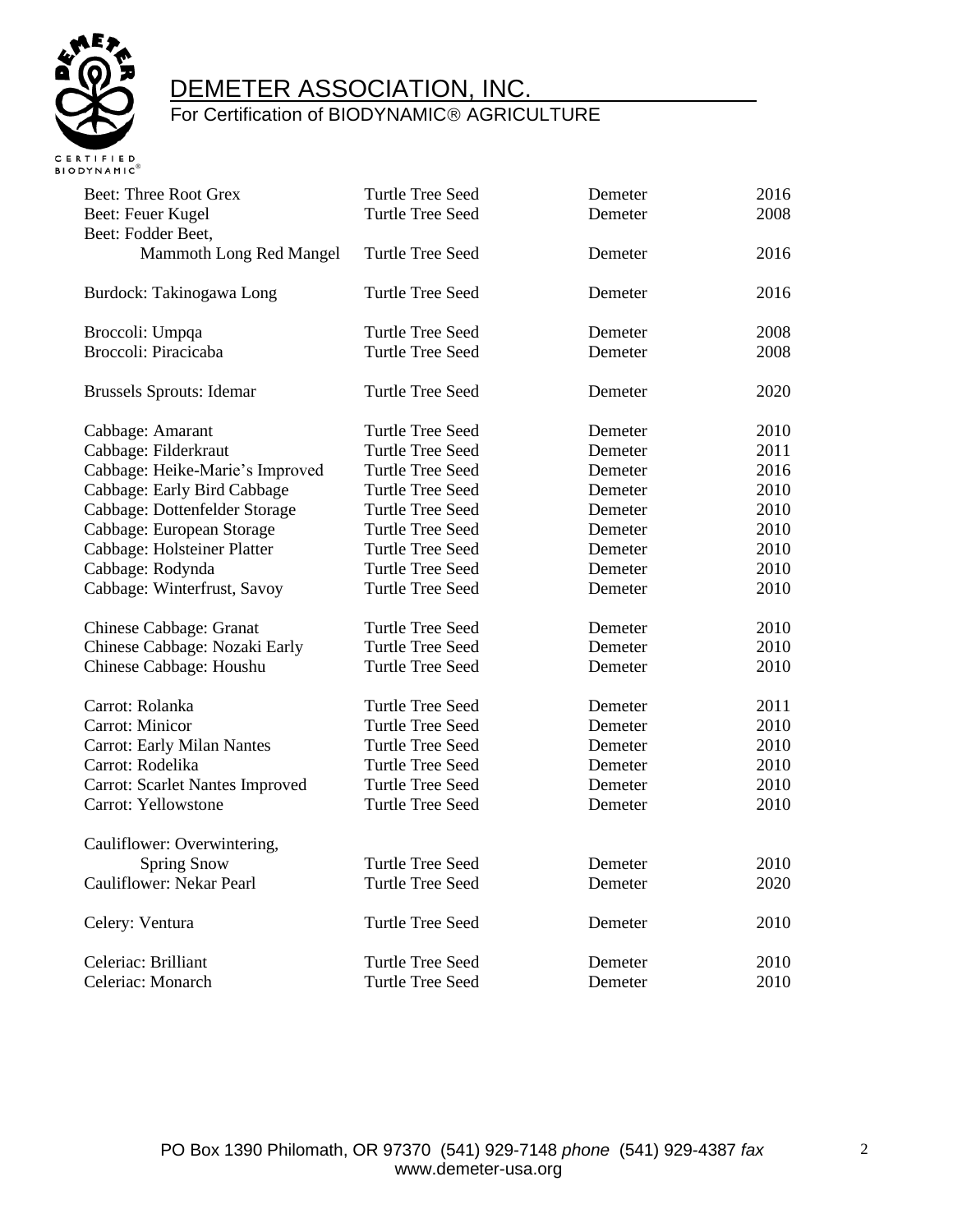# DEMETER ASSOCIATION, INC.

For Certification of BIODYNAMIC® AGRICULTURE

| | | | |
|---|---|---|---|
| Beet: Three Root Grex | Turtle Tree Seed | Demeter | 2016 |
| Beet: Feuer Kugel | Turtle Tree Seed | Demeter | 2008 |
| Beet: Fodder Beet, Mammoth Long Red Mangel | Turtle Tree Seed | Demeter | 2016 |
| Burdock: Takinogawa Long | Turtle Tree Seed | Demeter | 2016 |
| Broccoli: Umpqa | Turtle Tree Seed | Demeter | 2008 |
| Broccoli: Piracicaba | Turtle Tree Seed | Demeter | 2008 |
| Brussels Sprouts: Idemar | Turtle Tree Seed | Demeter | 2020 |
| Cabbage: Amarant | Turtle Tree Seed | Demeter | 2010 |
| Cabbage: Filderkraut | Turtle Tree Seed | Demeter | 2011 |
| Cabbage: Heike-Marie's Improved | Turtle Tree Seed | Demeter | 2016 |
| Cabbage: Early Bird Cabbage | Turtle Tree Seed | Demeter | 2010 |
| Cabbage: Dottenfelder Storage | Turtle Tree Seed | Demeter | 2010 |
| Cabbage: European Storage | Turtle Tree Seed | Demeter | 2010 |
| Cabbage: Holsteiner Platter | Turtle Tree Seed | Demeter | 2010 |
| Cabbage: Rodynda | Turtle Tree Seed | Demeter | 2010 |
| Cabbage: Winterfrust, Savoy | Turtle Tree Seed | Demeter | 2010 |
| Chinese Cabbage: Granat | Turtle Tree Seed | Demeter | 2010 |
| Chinese Cabbage: Nozaki Early | Turtle Tree Seed | Demeter | 2010 |
| Chinese Cabbage: Houshu | Turtle Tree Seed | Demeter | 2010 |
| Carrot: Rolanka | Turtle Tree Seed | Demeter | 2011 |
| Carrot: Minicor | Turtle Tree Seed | Demeter | 2010 |
| Carrot: Early Milan Nantes | Turtle Tree Seed | Demeter | 2010 |
| Carrot: Rodelika | Turtle Tree Seed | Demeter | 2010 |
| Carrot: Scarlet Nantes Improved | Turtle Tree Seed | Demeter | 2010 |
| Carrot: Yellowstone | Turtle Tree Seed | Demeter | 2010 |
| Cauliflower: Overwintering, Spring Snow | Turtle Tree Seed | Demeter | 2010 |
| Cauliflower: Nekar Pearl | Turtle Tree Seed | Demeter | 2020 |
| Celery: Ventura | Turtle Tree Seed | Demeter | 2010 |
| Celeriac: Brilliant | Turtle Tree Seed | Demeter | 2010 |
| Celeriac: Monarch | Turtle Tree Seed | Demeter | 2010 |

PO Box 1390 Philomath, OR 97370 (541) 929-7148 *phone* (541) 929-4387 *fax*
www.demeter-usa.org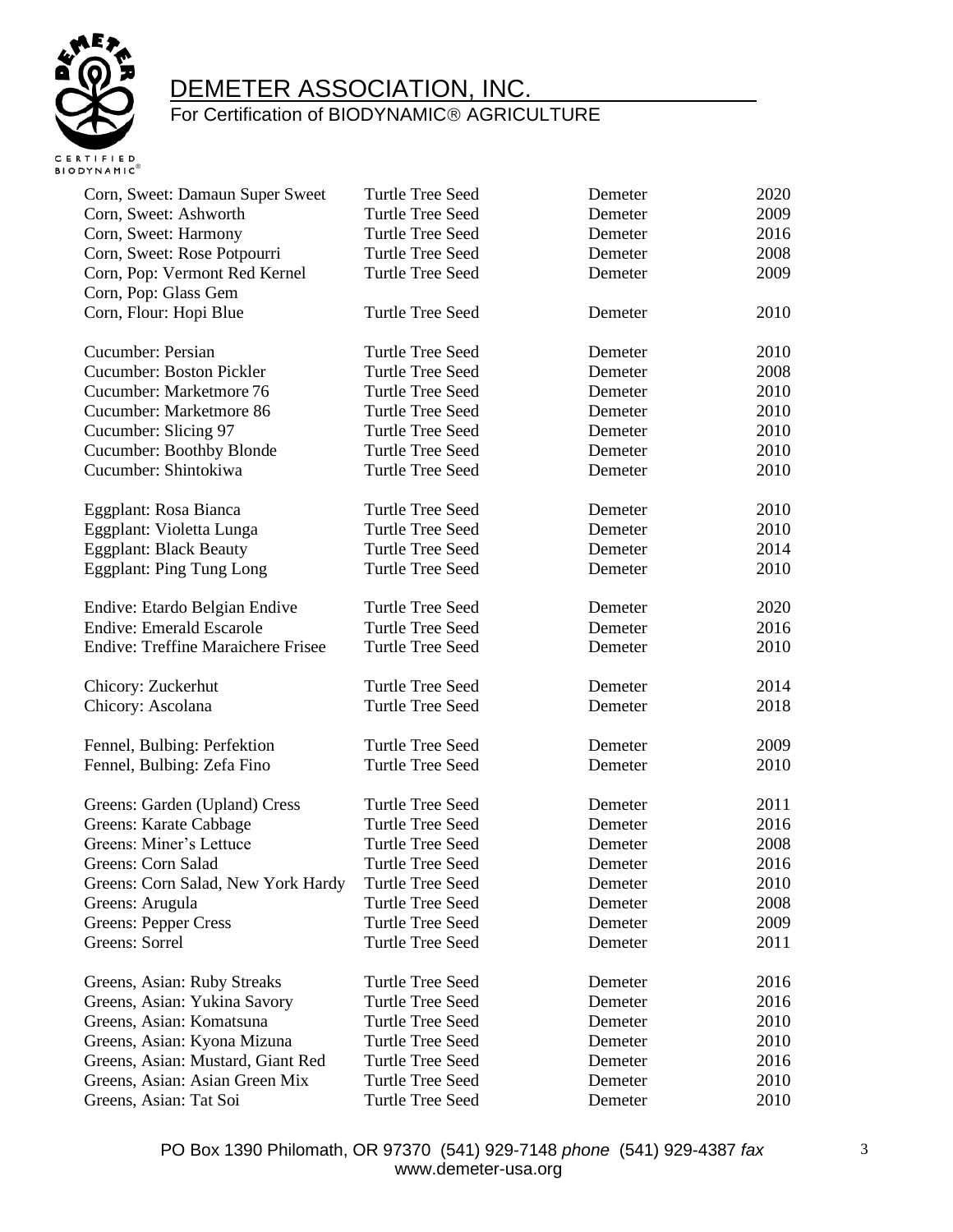| Corn, Sweet: Damaun Super Sweet | Turtle Tree Seed | Demeter | 2020 |
| --- | --- | --- | --- |
| Corn, Sweet: Ashworth | Turtle Tree Seed | Demeter | 2009 |
| Corn, Sweet: Harmony | Turtle Tree Seed | Demeter | 2016 |
| Corn, Sweet: Rose Potpourri | Turtle Tree Seed | Demeter | 2008 |
| Corn, Pop: Vermont Red Kernel | Turtle Tree Seed | Demeter | 2009 |
| Corn, Pop: Glass Gem | | | |
| Corn, Flour: Hopi Blue | Turtle Tree Seed | Demeter | 2010 |
| | | | |
| Cucumber: Persian | Turtle Tree Seed | Demeter | 2010 |
| Cucumber: Boston Pickler | Turtle Tree Seed | Demeter | 2008 |
| Cucumber: Marketmore 76 | Turtle Tree Seed | Demeter | 2010 |
| Cucumber: Marketmore 86 | Turtle Tree Seed | Demeter | 2010 |
| Cucumber: Slicing 97 | Turtle Tree Seed | Demeter | 2010 |
| Cucumber: Boothby Blonde | Turtle Tree Seed | Demeter | 2010 |
| Cucumber: Shintokiwa | Turtle Tree Seed | Demeter | 2010 |
| | | | |
| Eggplant: Rosa Bianca | Turtle Tree Seed | Demeter | 2010 |
| Eggplant: Violetta Lunga | Turtle Tree Seed | Demeter | 2010 |
| Eggplant: Black Beauty | Turtle Tree Seed | Demeter | 2014 |
| Eggplant: Ping Tung Long | Turtle Tree Seed | Demeter | 2010 |
| | | | |
| Endive: Etardo Belgian Endive | Turtle Tree Seed | Demeter | 2020 |
| Endive: Emerald Escarole | Turtle Tree Seed | Demeter | 2016 |
| Endive: Treffine Maraichere Frisee | Turtle Tree Seed | Demeter | 2010 |
| | | | |
| Chicory: Zuckerhut | Turtle Tree Seed | Demeter | 2014 |
| Chicory: Ascolana | Turtle Tree Seed | Demeter | 2018 |
| | | | |
| Fennel, Bulbing: Perfektion | Turtle Tree Seed | Demeter | 2009 |
| Fennel, Bulbing: Zefa Fino | Turtle Tree Seed | Demeter | 2010 |
| | | | |
| Greens: Garden (Upland) Cress | Turtle Tree Seed | Demeter | 2011 |
| Greens: Karate Cabbage | Turtle Tree Seed | Demeter | 2016 |
| Greens: Miner's Lettuce | Turtle Tree Seed | Demeter | 2008 |
| Greens: Corn Salad | Turtle Tree Seed | Demeter | 2016 |
| Greens: Corn Salad, New York Hardy | Turtle Tree Seed | Demeter | 2010 |
| Greens: Arugula | Turtle Tree Seed | Demeter | 2008 |
| Greens: Pepper Cress | Turtle Tree Seed | Demeter | 2009 |
| Greens: Sorrel | Turtle Tree Seed | Demeter | 2011 |
| | | | |
| Greens, Asian: Ruby Streaks | Turtle Tree Seed | Demeter | 2016 |
| Greens, Asian: Yukina Savory | Turtle Tree Seed | Demeter | 2016 |
| Greens, Asian: Komatsuna | Turtle Tree Seed | Demeter | 2010 |
| Greens, Asian: Kyona Mizuna | Turtle Tree Seed | Demeter | 2010 |
| Greens, Asian: Mustard, Giant Red | Turtle Tree Seed | Demeter | 2016 |
| Greens, Asian: Asian Green Mix | Turtle Tree Seed | Demeter | 2010 |
| Greens, Asian: Tat Soi | Turtle Tree Seed | Demeter | 2010 |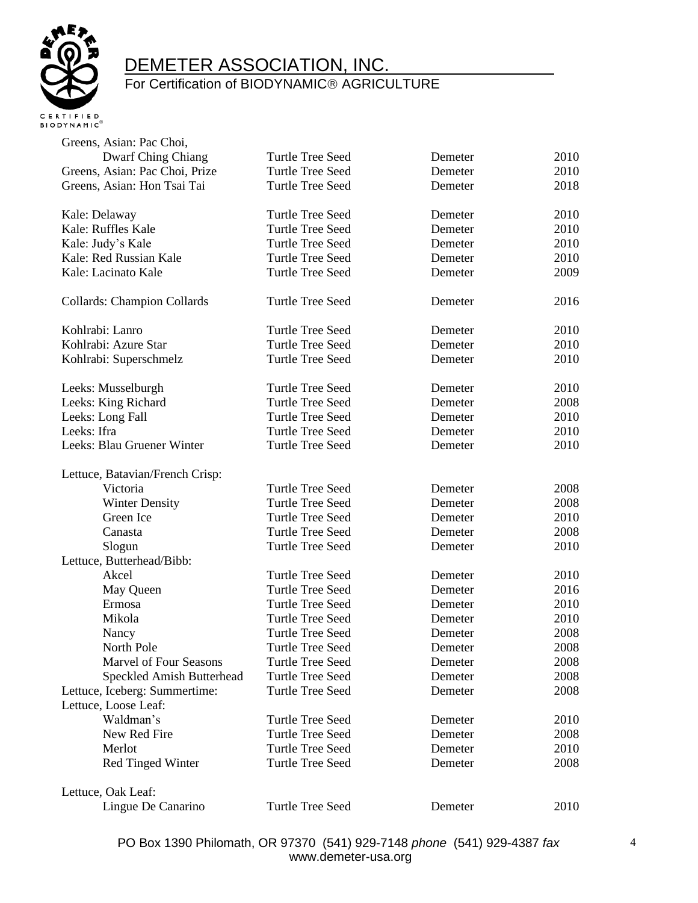| Variety | Source | Certification | Year |
|---|---|---|---|
| Greens, Asian: Pac Choi, Dwarf Ching Chiang | Turtle Tree Seed | Demeter | 2010 |
| Greens, Asian: Pac Choi, Prize | Turtle Tree Seed | Demeter | 2010 |
| Greens, Asian: Hon Tsai Tai | Turtle Tree Seed | Demeter | 2018 |
| Kale: Delaway | Turtle Tree Seed | Demeter | 2010 |
| Kale: Ruffles Kale | Turtle Tree Seed | Demeter | 2010 |
| Kale: Judy's Kale | Turtle Tree Seed | Demeter | 2010 |
| Kale: Red Russian Kale | Turtle Tree Seed | Demeter | 2010 |
| Kale: Lacinato Kale | Turtle Tree Seed | Demeter | 2009 |
| Collards: Champion Collards | Turtle Tree Seed | Demeter | 2016 |
| Kohlrabi: Lanro | Turtle Tree Seed | Demeter | 2010 |
| Kohlrabi: Azure Star | Turtle Tree Seed | Demeter | 2010 |
| Kohlrabi: Superschmelz | Turtle Tree Seed | Demeter | 2010 |
| Leeks: Musselburgh | Turtle Tree Seed | Demeter | 2010 |
| Leeks: King Richard | Turtle Tree Seed | Demeter | 2008 |
| Leeks: Long Fall | Turtle Tree Seed | Demeter | 2010 |
| Leeks: Ifra | Turtle Tree Seed | Demeter | 2010 |
| Leeks: Blau Gruener Winter | Turtle Tree Seed | Demeter | 2010 |
| Lettuce, Batavian/French Crisp: | | | |
| Victoria | Turtle Tree Seed | Demeter | 2008 |
| Winter Density | Turtle Tree Seed | Demeter | 2008 |
| Green Ice | Turtle Tree Seed | Demeter | 2010 |
| Canasta | Turtle Tree Seed | Demeter | 2008 |
| Slogun | Turtle Tree Seed | Demeter | 2010 |
| Lettuce, Butterhead/Bibb: | | | |
| Akcel | Turtle Tree Seed | Demeter | 2010 |
| May Queen | Turtle Tree Seed | Demeter | 2016 |
| Ermosa | Turtle Tree Seed | Demeter | 2010 |
| Mikola | Turtle Tree Seed | Demeter | 2010 |
| Nancy | Turtle Tree Seed | Demeter | 2008 |
| North Pole | Turtle Tree Seed | Demeter | 2008 |
| Marvel of Four Seasons | Turtle Tree Seed | Demeter | 2008 |
| Speckled Amish Butterhead | Turtle Tree Seed | Demeter | 2008 |
| Lettuce, Iceberg: Summertime: | Turtle Tree Seed | Demeter | 2008 |
| Lettuce, Loose Leaf: | | | |
| Waldman's | Turtle Tree Seed | Demeter | 2010 |
| New Red Fire | Turtle Tree Seed | Demeter | 2008 |
| Merlot | Turtle Tree Seed | Demeter | 2010 |
| Red Tinged Winter | Turtle Tree Seed | Demeter | 2008 |
| Lettuce, Oak Leaf: | | | |
| Lingue De Canarino | Turtle Tree Seed | Demeter | 2010 |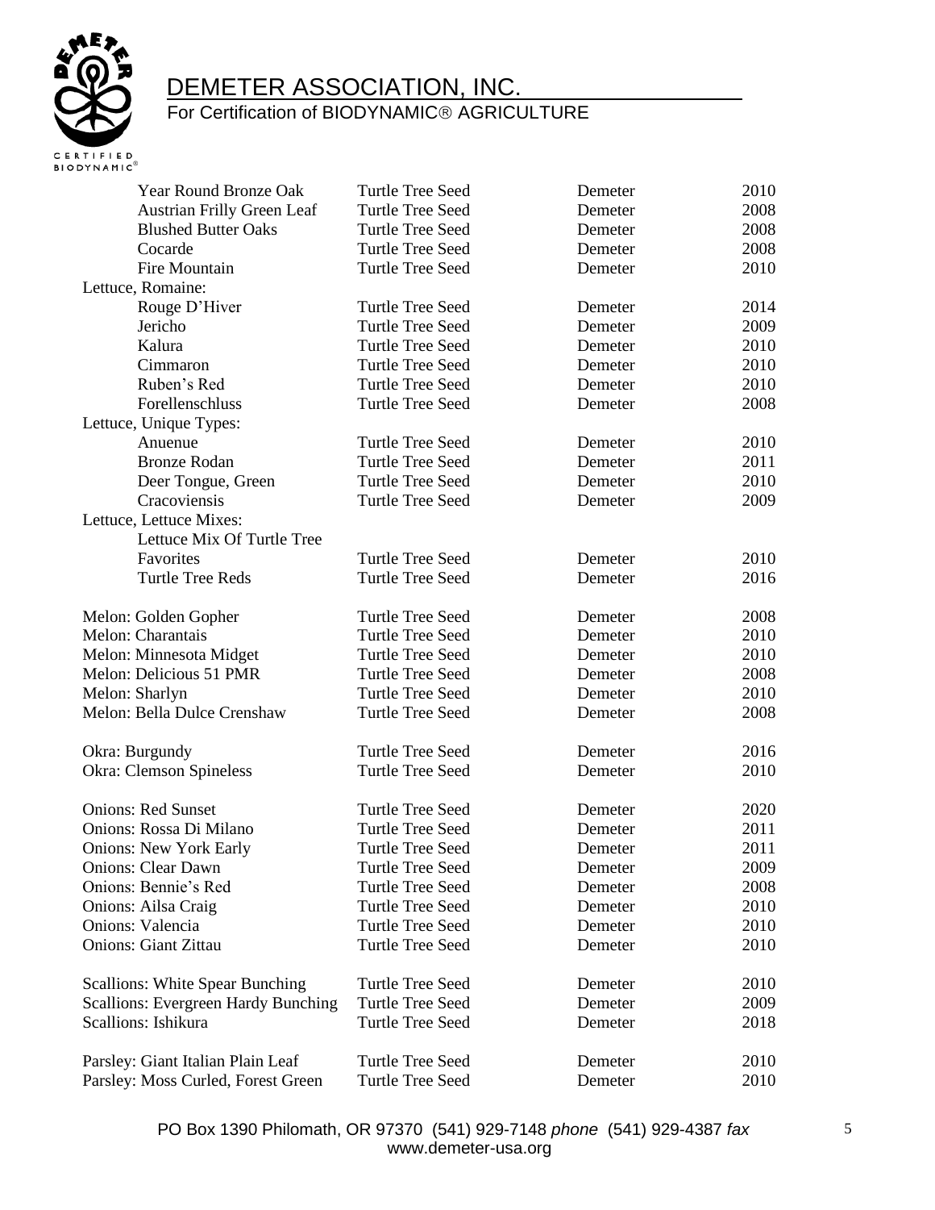# DEMETER ASSOCIATION, INC.

For Certification of BIODYNAMIC® AGRICULTURE

| | | | |
|---|---|---|---|
| Year Round Bronze Oak | Turtle Tree Seed | Demeter | 2010 |
| Austrian Frilly Green Leaf | Turtle Tree Seed | Demeter | 2008 |
| Blushed Butter Oaks | Turtle Tree Seed | Demeter | 2008 |
| Cocarde | Turtle Tree Seed | Demeter | 2008 |
| Fire Mountain | Turtle Tree Seed | Demeter | 2010 |
| Lettuce, Romaine: | | | |
| Rouge D'Hiver | Turtle Tree Seed | Demeter | 2014 |
| Jericho | Turtle Tree Seed | Demeter | 2009 |
| Kalura | Turtle Tree Seed | Demeter | 2010 |
| Cimmaron | Turtle Tree Seed | Demeter | 2010 |
| Ruben's Red | Turtle Tree Seed | Demeter | 2010 |
| Forellenschluss | Turtle Tree Seed | Demeter | 2008 |
| Lettuce, Unique Types: | | | |
| Anuenue | Turtle Tree Seed | Demeter | 2010 |
| Bronze Rodan | Turtle Tree Seed | Demeter | 2011 |
| Deer Tongue, Green | Turtle Tree Seed | Demeter | 2010 |
| Cracoviensis | Turtle Tree Seed | Demeter | 2009 |
| Lettuce, Lettuce Mixes: | | | |
| Lettuce Mix Of Turtle Tree Favorites | Turtle Tree Seed | Demeter | 2010 |
| Turtle Tree Reds | Turtle Tree Seed | Demeter | 2016 |
| | | | |
| Melon: Golden Gopher | Turtle Tree Seed | Demeter | 2008 |
| Melon: Charantais | Turtle Tree Seed | Demeter | 2010 |
| Melon: Minnesota Midget | Turtle Tree Seed | Demeter | 2010 |
| Melon: Delicious 51 PMR | Turtle Tree Seed | Demeter | 2008 |
| Melon: Sharlyn | Turtle Tree Seed | Demeter | 2010 |
| Melon: Bella Dulce Crenshaw | Turtle Tree Seed | Demeter | 2008 |
| | | | |
| Okra: Burgundy | Turtle Tree Seed | Demeter | 2016 |
| Okra: Clemson Spineless | Turtle Tree Seed | Demeter | 2010 |
| | | | |
| Onions: Red Sunset | Turtle Tree Seed | Demeter | 2020 |
| Onions: Rossa Di Milano | Turtle Tree Seed | Demeter | 2011 |
| Onions: New York Early | Turtle Tree Seed | Demeter | 2011 |
| Onions: Clear Dawn | Turtle Tree Seed | Demeter | 2009 |
| Onions: Bennie's Red | Turtle Tree Seed | Demeter | 2008 |
| Onions: Ailsa Craig | Turtle Tree Seed | Demeter | 2010 |
| Onions: Valencia | Turtle Tree Seed | Demeter | 2010 |
| Onions: Giant Zittau | Turtle Tree Seed | Demeter | 2010 |
| | | | |
| Scallions: White Spear Bunching | Turtle Tree Seed | Demeter | 2010 |
| Scallions: Evergreen Hardy Bunching | Turtle Tree Seed | Demeter | 2009 |
| Scallions: Ishikura | Turtle Tree Seed | Demeter | 2018 |
| | | | |
| Parsley: Giant Italian Plain Leaf | Turtle Tree Seed | Demeter | 2010 |
| Parsley: Moss Curled, Forest Green | Turtle Tree Seed | Demeter | 2010 |

PO Box 1390 Philomath, OR 97370 (541) 929-7148 *phone* (541) 929-4387 *fax*
www.demeter-usa.org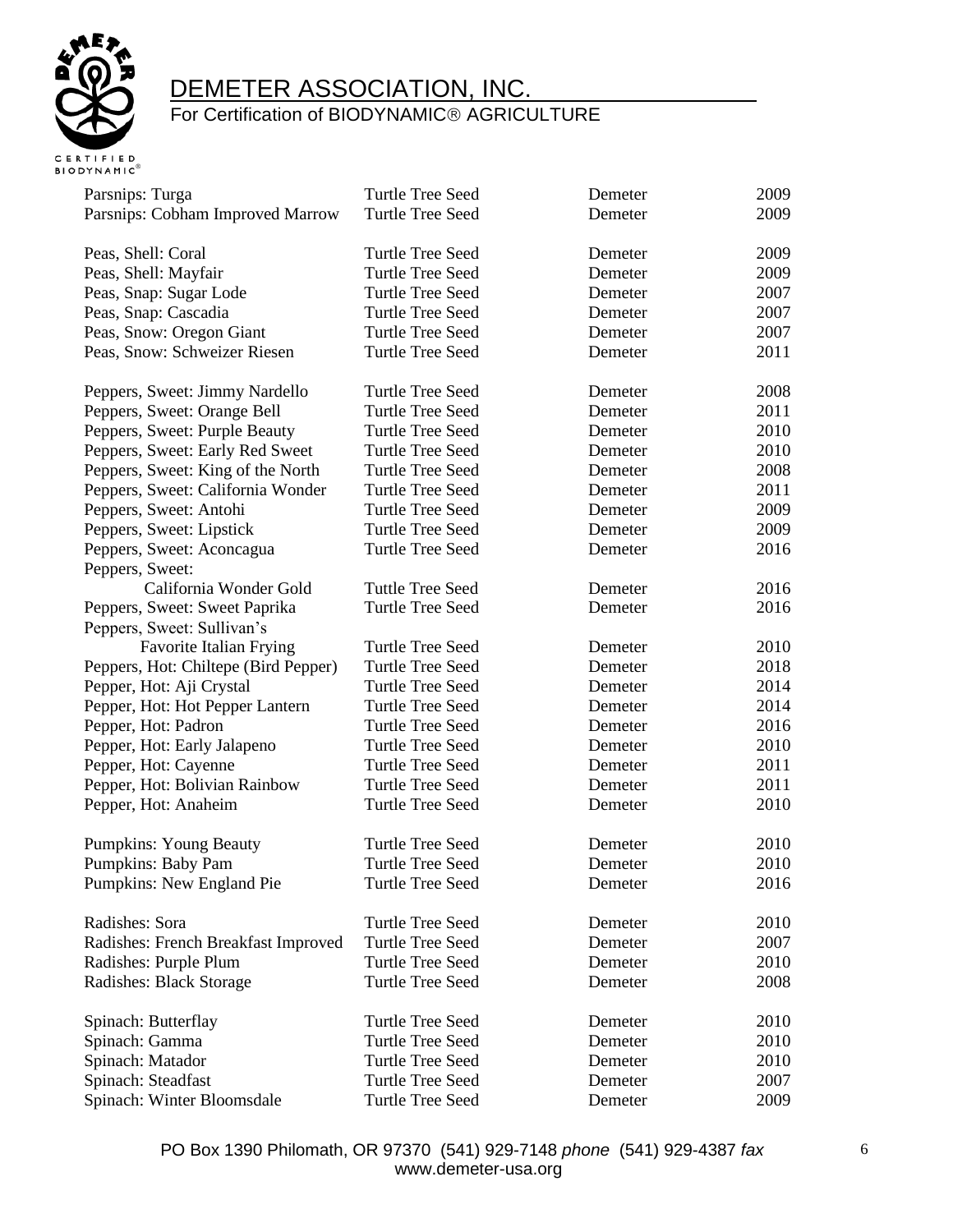# DEMETER ASSOCIATION, INC.

For Certification of BIODYNAMIC® AGRICULTURE

| | | | |
|---|---|---|---|
| Parsnips: Turga | Turtle Tree Seed | Demeter | 2009 |
| Parsnips: Cobham Improved Marrow | Turtle Tree Seed | Demeter | 2009 |
| | | | |
| Peas, Shell: Coral | Turtle Tree Seed | Demeter | 2009 |
| Peas, Shell: Mayfair | Turtle Tree Seed | Demeter | 2009 |
| Peas, Snap: Sugar Lode | Turtle Tree Seed | Demeter | 2007 |
| Peas, Snap: Cascadia | Turtle Tree Seed | Demeter | 2007 |
| Peas, Snow: Oregon Giant | Turtle Tree Seed | Demeter | 2007 |
| Peas, Snow: Schweizer Riesen | Turtle Tree Seed | Demeter | 2011 |
| | | | |
| Peppers, Sweet: Jimmy Nardello | Turtle Tree Seed | Demeter | 2008 |
| Peppers, Sweet: Orange Bell | Turtle Tree Seed | Demeter | 2011 |
| Peppers, Sweet: Purple Beauty | Turtle Tree Seed | Demeter | 2010 |
| Peppers, Sweet: Early Red Sweet | Turtle Tree Seed | Demeter | 2010 |
| Peppers, Sweet: King of the North | Turtle Tree Seed | Demeter | 2008 |
| Peppers, Sweet: California Wonder | Turtle Tree Seed | Demeter | 2011 |
| Peppers, Sweet: Antohi | Turtle Tree Seed | Demeter | 2009 |
| Peppers, Sweet: Lipstick | Turtle Tree Seed | Demeter | 2009 |
| Peppers, Sweet: Aconcagua | Turtle Tree Seed | Demeter | 2016 |
| Peppers, Sweet: California Wonder Gold | Tuttle Tree Seed | Demeter | 2016 |
| Peppers, Sweet: Sweet Paprika | Turtle Tree Seed | Demeter | 2016 |
| Peppers, Sweet: Sullivan's Favorite Italian Frying | Turtle Tree Seed | Demeter | 2010 |
| Peppers, Hot: Chiltepe (Bird Pepper) | Turtle Tree Seed | Demeter | 2018 |
| Pepper, Hot: Aji Crystal | Turtle Tree Seed | Demeter | 2014 |
| Pepper, Hot: Hot Pepper Lantern | Turtle Tree Seed | Demeter | 2014 |
| Pepper, Hot: Padron | Turtle Tree Seed | Demeter | 2016 |
| Pepper, Hot: Early Jalapeno | Turtle Tree Seed | Demeter | 2010 |
| Pepper, Hot: Cayenne | Turtle Tree Seed | Demeter | 2011 |
| Pepper, Hot: Bolivian Rainbow | Turtle Tree Seed | Demeter | 2011 |
| Pepper, Hot: Anaheim | Turtle Tree Seed | Demeter | 2010 |
| | | | |
| Pumpkins: Young Beauty | Turtle Tree Seed | Demeter | 2010 |
| Pumpkins: Baby Pam | Turtle Tree Seed | Demeter | 2010 |
| Pumpkins: New England Pie | Turtle Tree Seed | Demeter | 2016 |
| | | | |
| Radishes: Sora | Turtle Tree Seed | Demeter | 2010 |
| Radishes: French Breakfast Improved | Turtle Tree Seed | Demeter | 2007 |
| Radishes: Purple Plum | Turtle Tree Seed | Demeter | 2010 |
| Radishes: Black Storage | Turtle Tree Seed | Demeter | 2008 |
| | | | |
| Spinach: Butterflay | Turtle Tree Seed | Demeter | 2010 |
| Spinach: Gamma | Turtle Tree Seed | Demeter | 2010 |
| Spinach: Matador | Turtle Tree Seed | Demeter | 2010 |
| Spinach: Steadfast | Turtle Tree Seed | Demeter | 2007 |
| Spinach: Winter Bloomsdale | Turtle Tree Seed | Demeter | 2009 |

PO Box 1390 Philomath, OR 97370 (541) 929-7148 *phone* (541) 929-4387 *fax*
www.demeter-usa.org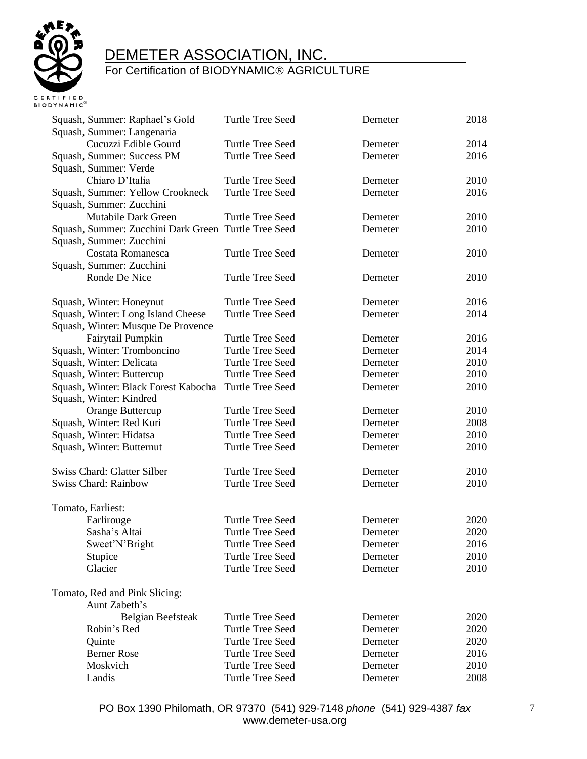| | | | |
|---|---|---|---|
| Squash, Summer: Raphael's Gold | Turtle Tree Seed | Demeter | 2018 |
| Squash, Summer: Langenaria Cucuzzi Edible Gourd | Turtle Tree Seed | Demeter | 2014 |
| Squash, Summer: Success PM | Turtle Tree Seed | Demeter | 2016 |
| Squash, Summer: Verde Chiaro D'Italia | Turtle Tree Seed | Demeter | 2010 |
| Squash, Summer: Yellow Crookneck | Turtle Tree Seed | Demeter | 2016 |
| Squash, Summer: Zucchini Mutabile Dark Green | Turtle Tree Seed | Demeter | 2010 |
| Squash, Summer: Zucchini Dark Green | Turtle Tree Seed | Demeter | 2010 |
| Squash, Summer: Zucchini Costata Romanesca | Turtle Tree Seed | Demeter | 2010 |
| Squash, Summer: Zucchini Ronde De Nice | Turtle Tree Seed | Demeter | 2010 |
| | | | |
| Squash, Winter: Honeynut | Turtle Tree Seed | Demeter | 2016 |
| Squash, Winter: Long Island Cheese | Turtle Tree Seed | Demeter | 2014 |
| Squash, Winter: Musque De Provence Fairytail Pumpkin | Turtle Tree Seed | Demeter | 2016 |
| Squash, Winter: Tromboncino | Turtle Tree Seed | Demeter | 2014 |
| Squash, Winter: Delicata | Turtle Tree Seed | Demeter | 2010 |
| Squash, Winter: Buttercup | Turtle Tree Seed | Demeter | 2010 |
| Squash, Winter: Black Forest Kabocha | Turtle Tree Seed | Demeter | 2010 |
| Squash, Winter: Kindred Orange Buttercup | Turtle Tree Seed | Demeter | 2010 |
| Squash, Winter: Red Kuri | Turtle Tree Seed | Demeter | 2008 |
| Squash, Winter: Hidatsa | Turtle Tree Seed | Demeter | 2010 |
| Squash, Winter: Butternut | Turtle Tree Seed | Demeter | 2010 |
| | | | |
| Swiss Chard: Glatter Silber | Turtle Tree Seed | Demeter | 2010 |
| Swiss Chard: Rainbow | Turtle Tree Seed | Demeter | 2010 |
| | | | |
| Tomato, Earliest: | | | |
| Earlirouge | Turtle Tree Seed | Demeter | 2020 |
| Sasha's Altai | Turtle Tree Seed | Demeter | 2020 |
| Sweet'N'Bright | Turtle Tree Seed | Demeter | 2016 |
| Stupice | Turtle Tree Seed | Demeter | 2010 |
| Glacier | Turtle Tree Seed | Demeter | 2010 |
| | | | |
| Tomato, Red and Pink Slicing: | | | |
| Aunt Zabeth's Belgian Beefsteak | Turtle Tree Seed | Demeter | 2020 |
| Robin's Red | Turtle Tree Seed | Demeter | 2020 |
| Quinte | Turtle Tree Seed | Demeter | 2020 |
| Berner Rose | Turtle Tree Seed | Demeter | 2016 |
| Moskvich | Turtle Tree Seed | Demeter | 2010 |
| Landis | Turtle Tree Seed | Demeter | 2008 |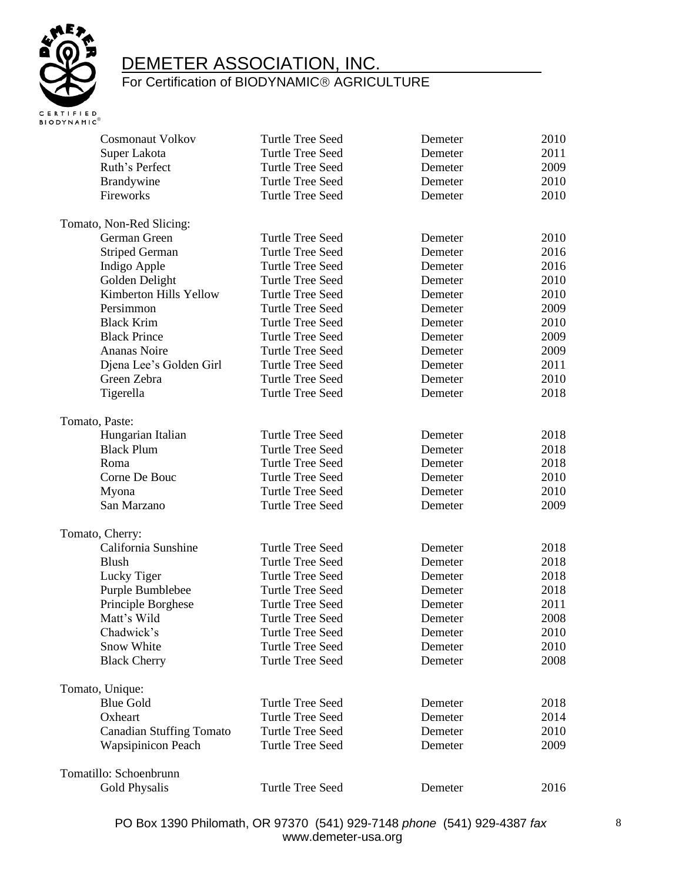| | | | |
|---|---|---|---|
| Cosmonaut Volkov | Turtle Tree Seed | Demeter | 2010 |
| Super Lakota | Turtle Tree Seed | Demeter | 2011 |
| Ruth's Perfect | Turtle Tree Seed | Demeter | 2009 |
| Brandywine | Turtle Tree Seed | Demeter | 2010 |
| Fireworks | Turtle Tree Seed | Demeter | 2010 |
| **Tomato, Non-Red Slicing:** | | | |
| German Green | Turtle Tree Seed | Demeter | 2010 |
| Striped German | Turtle Tree Seed | Demeter | 2016 |
| Indigo Apple | Turtle Tree Seed | Demeter | 2016 |
| Golden Delight | Turtle Tree Seed | Demeter | 2010 |
| Kimberton Hills Yellow | Turtle Tree Seed | Demeter | 2010 |
| Persimmon | Turtle Tree Seed | Demeter | 2009 |
| Black Krim | Turtle Tree Seed | Demeter | 2010 |
| Black Prince | Turtle Tree Seed | Demeter | 2009 |
| Ananas Noire | Turtle Tree Seed | Demeter | 2009 |
| Djena Lee's Golden Girl | Turtle Tree Seed | Demeter | 2011 |
| Green Zebra | Turtle Tree Seed | Demeter | 2010 |
| Tigerella | Turtle Tree Seed | Demeter | 2018 |
| **Tomato, Paste:** | | | |
| Hungarian Italian | Turtle Tree Seed | Demeter | 2018 |
| Black Plum | Turtle Tree Seed | Demeter | 2018 |
| Roma | Turtle Tree Seed | Demeter | 2018 |
| Corne De Bouc | Turtle Tree Seed | Demeter | 2010 |
| Myona | Turtle Tree Seed | Demeter | 2010 |
| San Marzano | Turtle Tree Seed | Demeter | 2009 |
| **Tomato, Cherry:** | | | |
| California Sunshine | Turtle Tree Seed | Demeter | 2018 |
| Blush | Turtle Tree Seed | Demeter | 2018 |
| Lucky Tiger | Turtle Tree Seed | Demeter | 2018 |
| Purple Bumblebee | Turtle Tree Seed | Demeter | 2018 |
| Principle Borghese | Turtle Tree Seed | Demeter | 2011 |
| Matt's Wild | Turtle Tree Seed | Demeter | 2008 |
| Chadwick's | Turtle Tree Seed | Demeter | 2010 |
| Snow White | Turtle Tree Seed | Demeter | 2010 |
| Black Cherry | Turtle Tree Seed | Demeter | 2008 |
| **Tomato, Unique:** | | | |
| Blue Gold | Turtle Tree Seed | Demeter | 2018 |
| Oxheart | Turtle Tree Seed | Demeter | 2014 |
| Canadian Stuffing Tomato | Turtle Tree Seed | Demeter | 2010 |
| Wapsipinicon Peach | Turtle Tree Seed | Demeter | 2009 |
| **Tomatillo: Schoenbrunn** | | | |
| Gold Physalis | Turtle Tree Seed | Demeter | 2016 |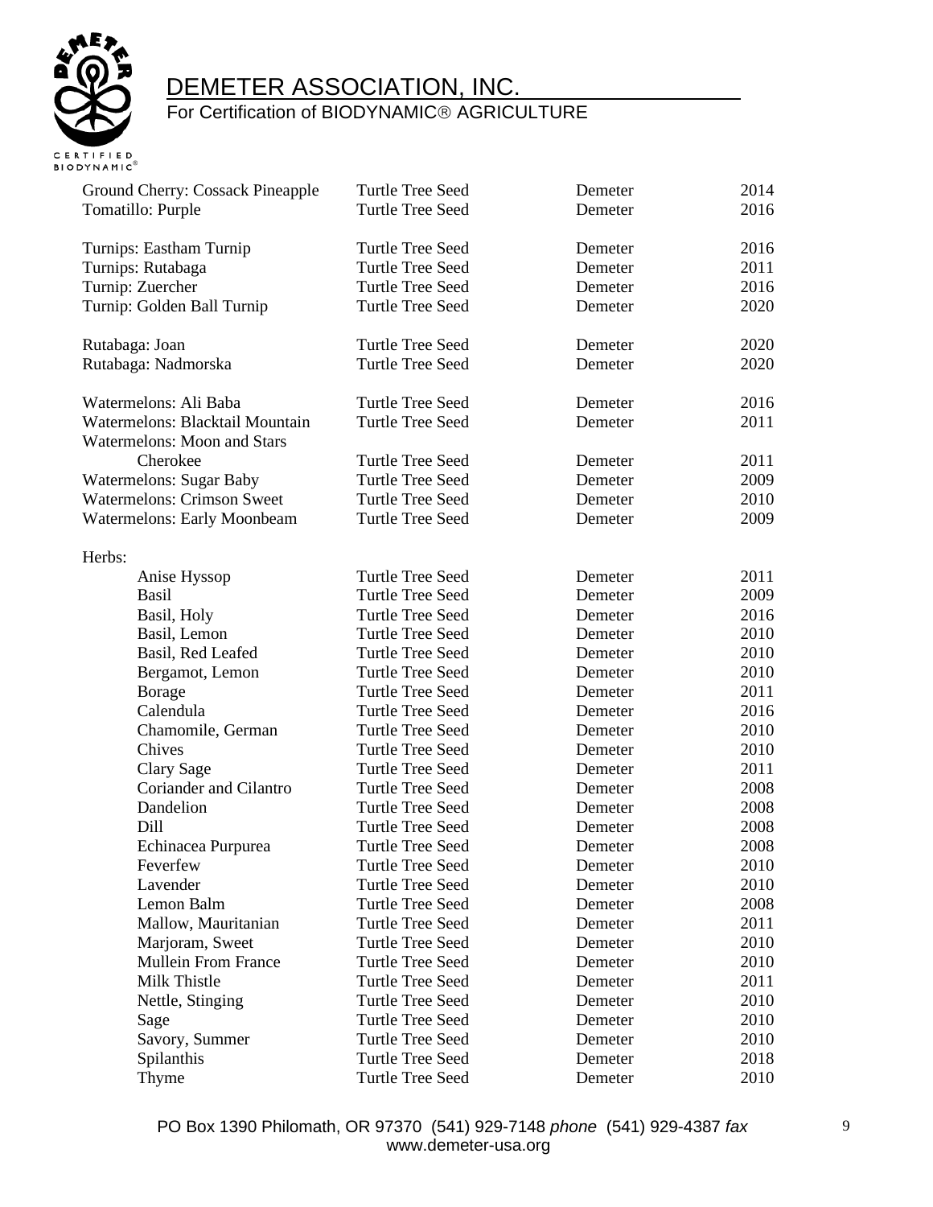| | | | |
|---|---|---|---|
| Ground Cherry: Cossack Pineapple | Turtle Tree Seed | Demeter | 2014 |
| Tomatillo: Purple | Turtle Tree Seed | Demeter | 2016 |
| | | | |
| Turnips: Eastham Turnip | Turtle Tree Seed | Demeter | 2016 |
| Turnips: Rutabaga | Turtle Tree Seed | Demeter | 2011 |
| Turnip: Zuercher | Turtle Tree Seed | Demeter | 2016 |
| Turnip: Golden Ball Turnip | Turtle Tree Seed | Demeter | 2020 |
| | | | |
| Rutabaga: Joan | Turtle Tree Seed | Demeter | 2020 |
| Rutabaga: Nadmorska | Turtle Tree Seed | Demeter | 2020 |
| | | | |
| Watermelons: Ali Baba | Turtle Tree Seed | Demeter | 2016 |
| Watermelons: Blacktail Mountain | Turtle Tree Seed | Demeter | 2011 |
| Watermelons: Moon and Stars Cherokee | Turtle Tree Seed | Demeter | 2011 |
| Watermelons: Sugar Baby | Turtle Tree Seed | Demeter | 2009 |
| Watermelons: Crimson Sweet | Turtle Tree Seed | Demeter | 2010 |
| Watermelons: Early Moonbeam | Turtle Tree Seed | Demeter | 2009 |
| | | | |
| Herbs: | | | |
| Anise Hyssop | Turtle Tree Seed | Demeter | 2011 |
| Basil | Turtle Tree Seed | Demeter | 2009 |
| Basil, Holy | Turtle Tree Seed | Demeter | 2016 |
| Basil, Lemon | Turtle Tree Seed | Demeter | 2010 |
| Basil, Red Leafed | Turtle Tree Seed | Demeter | 2010 |
| Bergamot, Lemon | Turtle Tree Seed | Demeter | 2010 |
| Borage | Turtle Tree Seed | Demeter | 2011 |
| Calendula | Turtle Tree Seed | Demeter | 2016 |
| Chamomile, German | Turtle Tree Seed | Demeter | 2010 |
| Chives | Turtle Tree Seed | Demeter | 2010 |
| Clary Sage | Turtle Tree Seed | Demeter | 2011 |
| Coriander and Cilantro | Turtle Tree Seed | Demeter | 2008 |
| Dandelion | Turtle Tree Seed | Demeter | 2008 |
| Dill | Turtle Tree Seed | Demeter | 2008 |
| Echinacea Purpurea | Turtle Tree Seed | Demeter | 2008 |
| Feverfew | Turtle Tree Seed | Demeter | 2010 |
| Lavender | Turtle Tree Seed | Demeter | 2010 |
| Lemon Balm | Turtle Tree Seed | Demeter | 2008 |
| Mallow, Mauritanian | Turtle Tree Seed | Demeter | 2011 |
| Marjoram, Sweet | Turtle Tree Seed | Demeter | 2010 |
| Mullein From France | Turtle Tree Seed | Demeter | 2010 |
| Milk Thistle | Turtle Tree Seed | Demeter | 2011 |
| Nettle, Stinging | Turtle Tree Seed | Demeter | 2010 |
| Sage | Turtle Tree Seed | Demeter | 2010 |
| Savory, Summer | Turtle Tree Seed | Demeter | 2010 |
| Spilanthis | Turtle Tree Seed | Demeter | 2018 |
| Thyme | Turtle Tree Seed | Demeter | 2010 |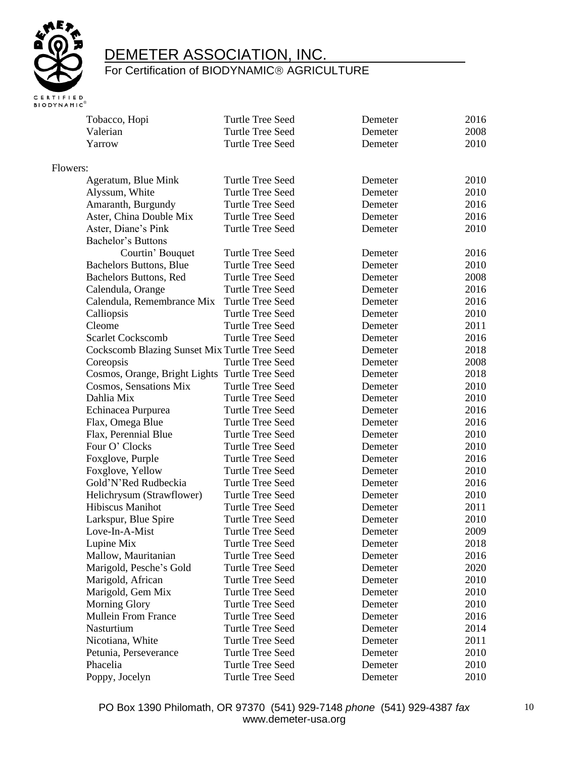| | | | |
|---|---|---|---|
| Tobacco, Hopi | Turtle Tree Seed | Demeter | 2016 |
| Valerian | Turtle Tree Seed | Demeter | 2008 |
| Yarrow | Turtle Tree Seed | Demeter | 2010 |

Flowers:

| | | | |
|---|---|---|---|
| Ageratum, Blue Mink | Turtle Tree Seed | Demeter | 2010 |
| Alyssum, White | Turtle Tree Seed | Demeter | 2010 |
| Amaranth, Burgundy | Turtle Tree Seed | Demeter | 2016 |
| Aster, China Double Mix | Turtle Tree Seed | Demeter | 2016 |
| Aster, Diane's Pink | Turtle Tree Seed | Demeter | 2010 |
| Bachelor's Buttons Courtin' Bouquet | Turtle Tree Seed | Demeter | 2016 |
| Bachelors Buttons, Blue | Turtle Tree Seed | Demeter | 2010 |
| Bachelors Buttons, Red | Turtle Tree Seed | Demeter | 2008 |
| Calendula, Orange | Turtle Tree Seed | Demeter | 2016 |
| Calendula, Remembrance Mix | Turtle Tree Seed | Demeter | 2016 |
| Calliopsis | Turtle Tree Seed | Demeter | 2010 |
| Cleome | Turtle Tree Seed | Demeter | 2011 |
| Scarlet Cockscomb | Turtle Tree Seed | Demeter | 2016 |
| Cockscomb Blazing Sunset Mix | Turtle Tree Seed | Demeter | 2018 |
| Coreopsis | Turtle Tree Seed | Demeter | 2008 |
| Cosmos, Orange, Bright Lights | Turtle Tree Seed | Demeter | 2018 |
| Cosmos, Sensations Mix | Turtle Tree Seed | Demeter | 2010 |
| Dahlia Mix | Turtle Tree Seed | Demeter | 2010 |
| Echinacea Purpurea | Turtle Tree Seed | Demeter | 2016 |
| Flax, Omega Blue | Turtle Tree Seed | Demeter | 2016 |
| Flax, Perennial Blue | Turtle Tree Seed | Demeter | 2010 |
| Four O' Clocks | Turtle Tree Seed | Demeter | 2010 |
| Foxglove, Purple | Turtle Tree Seed | Demeter | 2016 |
| Foxglove, Yellow | Turtle Tree Seed | Demeter | 2010 |
| Gold'N'Red Rudbeckia | Turtle Tree Seed | Demeter | 2016 |
| Helichrysum (Strawflower) | Turtle Tree Seed | Demeter | 2010 |
| Hibiscus Manihot | Turtle Tree Seed | Demeter | 2011 |
| Larkspur, Blue Spire | Turtle Tree Seed | Demeter | 2010 |
| Love-In-A-Mist | Turtle Tree Seed | Demeter | 2009 |
| Lupine Mix | Turtle Tree Seed | Demeter | 2018 |
| Mallow, Mauritanian | Turtle Tree Seed | Demeter | 2016 |
| Marigold, Pesche's Gold | Turtle Tree Seed | Demeter | 2020 |
| Marigold, African | Turtle Tree Seed | Demeter | 2010 |
| Marigold, Gem Mix | Turtle Tree Seed | Demeter | 2010 |
| Morning Glory | Turtle Tree Seed | Demeter | 2010 |
| Mullein From France | Turtle Tree Seed | Demeter | 2016 |
| Nasturtium | Turtle Tree Seed | Demeter | 2014 |
| Nicotiana, White | Turtle Tree Seed | Demeter | 2011 |
| Petunia, Perseverance | Turtle Tree Seed | Demeter | 2010 |
| Phacelia | Turtle Tree Seed | Demeter | 2010 |
| Poppy, Jocelyn | Turtle Tree Seed | Demeter | 2010 |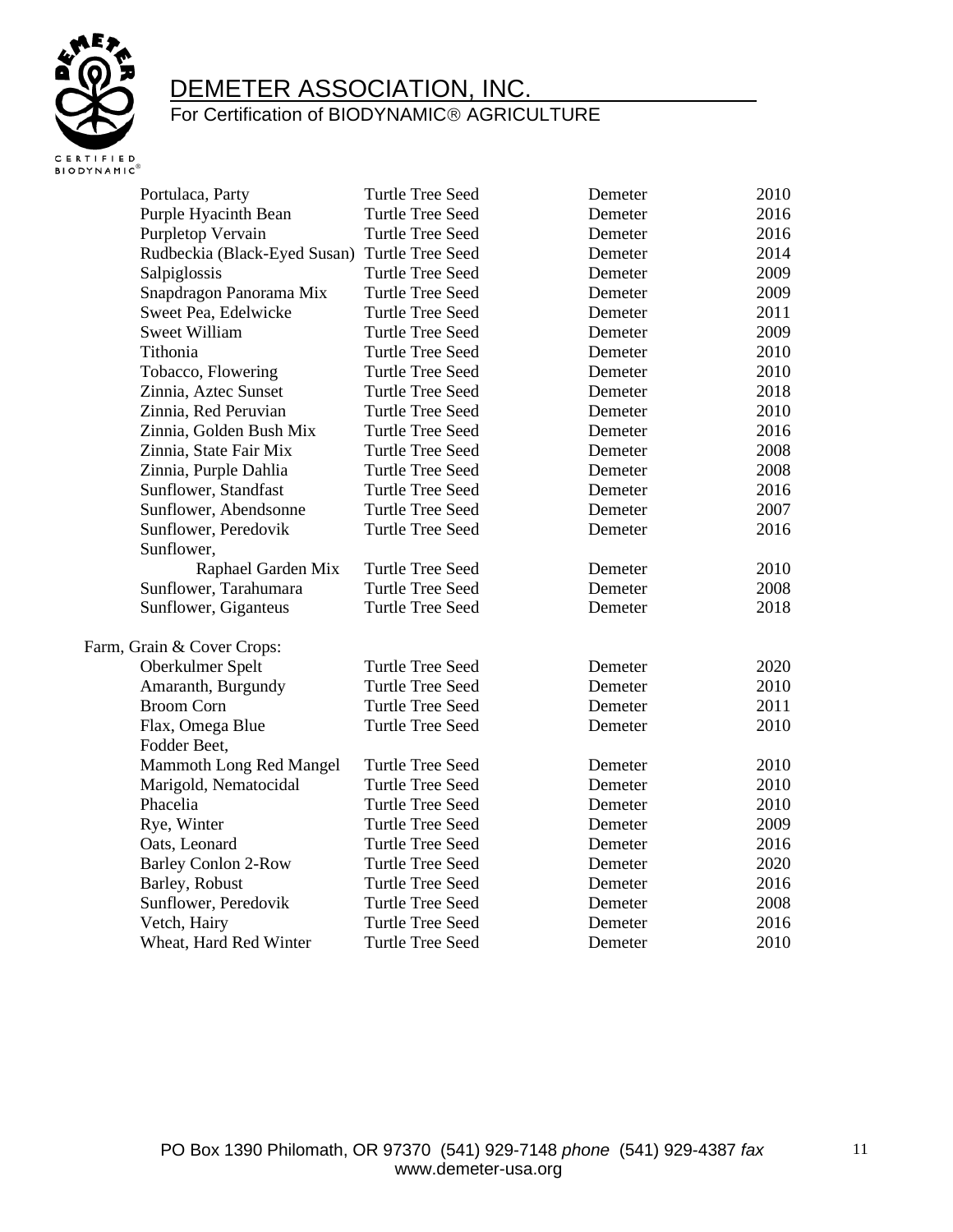| | | | |
|---|---|---|---|
| Portulaca, Party | Turtle Tree Seed | Demeter | 2010 |
| Purple Hyacinth Bean | Turtle Tree Seed | Demeter | 2016 |
| Purpletop Vervain | Turtle Tree Seed | Demeter | 2016 |
| Rudbeckia (Black-Eyed Susan) | Turtle Tree Seed | Demeter | 2014 |
| Salpiglossis | Turtle Tree Seed | Demeter | 2009 |
| Snapdragon Panorama Mix | Turtle Tree Seed | Demeter | 2009 |
| Sweet Pea, Edelwicke | Turtle Tree Seed | Demeter | 2011 |
| Sweet William | Turtle Tree Seed | Demeter | 2009 |
| Tithonia | Turtle Tree Seed | Demeter | 2010 |
| Tobacco, Flowering | Turtle Tree Seed | Demeter | 2010 |
| Zinnia, Aztec Sunset | Turtle Tree Seed | Demeter | 2018 |
| Zinnia, Red Peruvian | Turtle Tree Seed | Demeter | 2010 |
| Zinnia, Golden Bush Mix | Turtle Tree Seed | Demeter | 2016 |
| Zinnia, State Fair Mix | Turtle Tree Seed | Demeter | 2008 |
| Zinnia, Purple Dahlia | Turtle Tree Seed | Demeter | 2008 |
| Sunflower, Standfast | Turtle Tree Seed | Demeter | 2016 |
| Sunflower, Abendsonne | Turtle Tree Seed | Demeter | 2007 |
| Sunflower, Peredovik | Turtle Tree Seed | Demeter | 2016 |
| Sunflower, Raphael Garden Mix | Turtle Tree Seed | Demeter | 2010 |
| Sunflower, Tarahumara | Turtle Tree Seed | Demeter | 2008 |
| Sunflower, Giganteus | Turtle Tree Seed | Demeter | 2018 |

Farm, Grain & Cover Crops:

| | | | |
|---|---|---|---|
| Oberkulmer Spelt | Turtle Tree Seed | Demeter | 2020 |
| Amaranth, Burgundy | Turtle Tree Seed | Demeter | 2010 |
| Broom Corn | Turtle Tree Seed | Demeter | 2011 |
| Flax, Omega Blue | Turtle Tree Seed | Demeter | 2010 |
| Fodder Beet, Mammoth Long Red Mangel | Turtle Tree Seed | Demeter | 2010 |
| Marigold, Nematocidal | Turtle Tree Seed | Demeter | 2010 |
| Phacelia | Turtle Tree Seed | Demeter | 2010 |
| Rye, Winter | Turtle Tree Seed | Demeter | 2009 |
| Oats, Leonard | Turtle Tree Seed | Demeter | 2016 |
| Barley Conlon 2-Row | Turtle Tree Seed | Demeter | 2020 |
| Barley, Robust | Turtle Tree Seed | Demeter | 2016 |
| Sunflower, Peredovik | Turtle Tree Seed | Demeter | 2008 |
| Vetch, Hairy | Turtle Tree Seed | Demeter | 2016 |
| Wheat, Hard Red Winter | Turtle Tree Seed | Demeter | 2010 |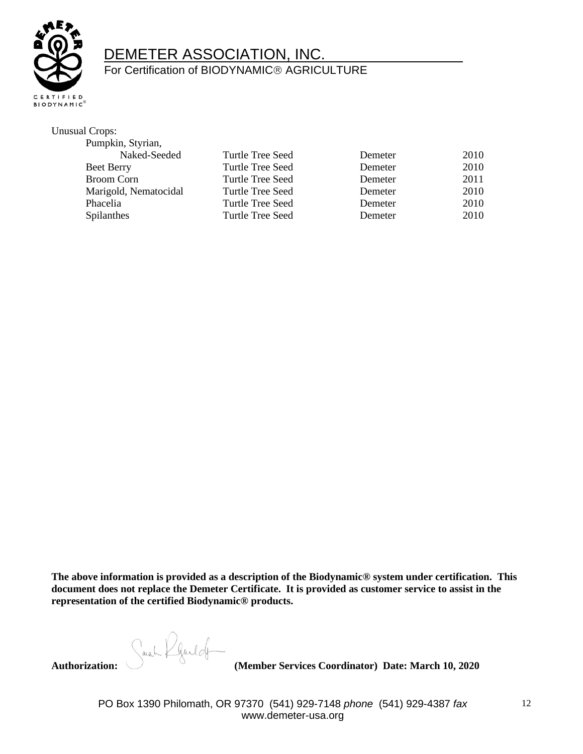DEMETER ASSOCIATION, INC.

For Certification of BIODYNAMIC® AGRICULTURE

Unusual Crops:

| | | | |
|---|---|---|---|
| Pumpkin, Styrian, Naked-Seeded | Turtle Tree Seed | Demeter | 2010 |
| Beet Berry | Turtle Tree Seed | Demeter | 2010 |
| Broom Corn | Turtle Tree Seed | Demeter | 2011 |
| Marigold, Nematocidal | Turtle Tree Seed | Demeter | 2010 |
| Phacelia | Turtle Tree Seed | Demeter | 2010 |
| Spilanthes | Turtle Tree Seed | Demeter | 2010 |

**The above information is provided as a description of the Biodynamic® system under certification. This document does not replace the Demeter Certificate. It is provided as customer service to assist in the representation of the certified Biodynamic® products.**

**Authorization:** Sarah Flack **(Member Services Coordinator) Date: March 10, 2020**

PO Box 1390 Philomath, OR 97370 (541) 929-7148 *phone* (541) 929-4387 *fax*
www.demeter-usa.org